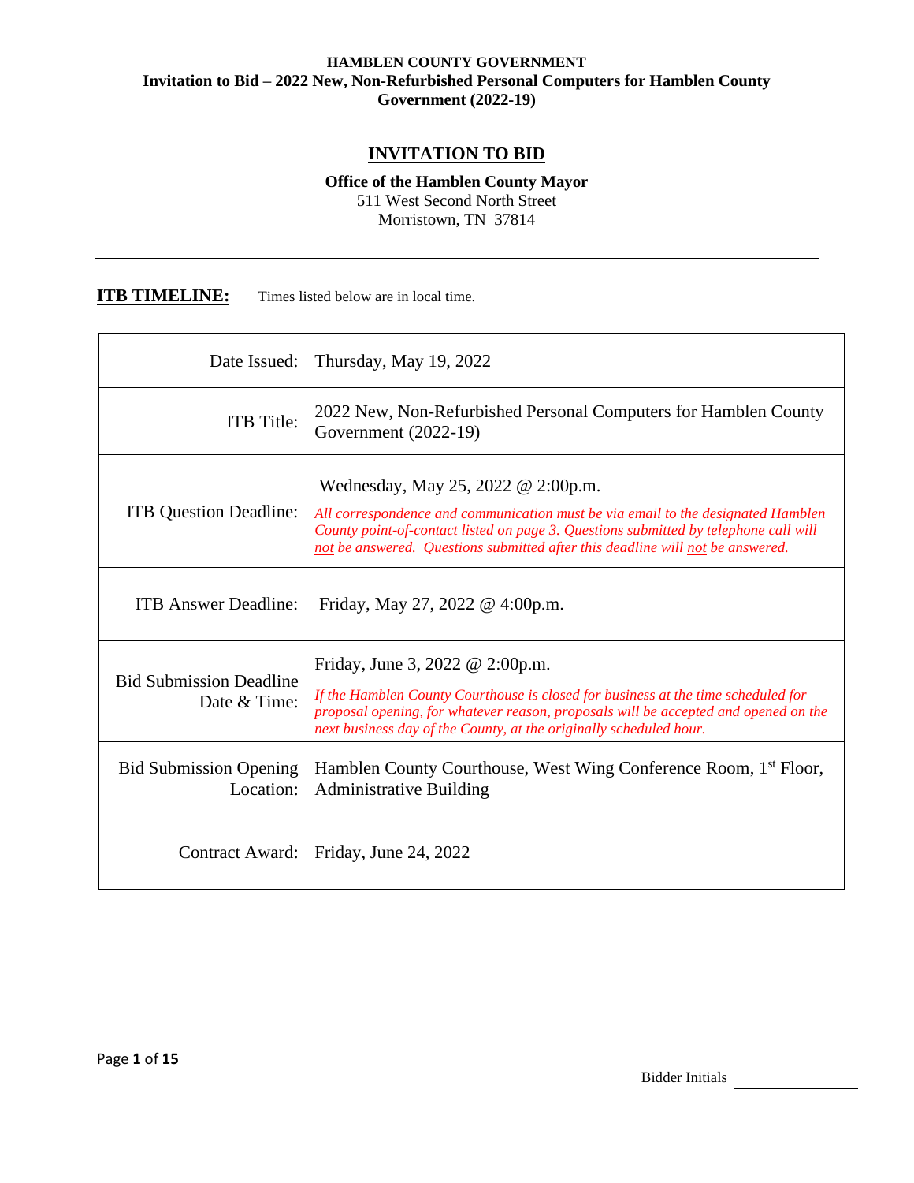**HAMBLEN COUNTY GOVERNMENT**
**Invitation to Bid – 2022 New, Non-Refurbished Personal Computers for Hamblen County Government (2022-19)**

# INVITATION TO BID

**Office of the Hamblen County Mayor**
511 West Second North Street
Morristown, TN 37814

---

**ITB TIMELINE:** Times listed below are in local time.

| | |
|---|---|
| Date Issued: | Thursday, May 19, 2022 |
| ITB Title: | 2022 New, Non-Refurbished Personal Computers for Hamblen County Government (2022-19) |
| ITB Question Deadline: | Wednesday, May 25, 2022 @ 2:00p.m. *All correspondence and communication must be via email to the designated Hamblen County point-of-contact listed on page 3. Questions submitted by telephone call will not be answered. Questions submitted after this deadline will not be answered.* |
| ITB Answer Deadline: | Friday, May 27, 2022 @ 4:00p.m. |
| Bid Submission Deadline Date & Time: | Friday, June 3, 2022 @ 2:00p.m. *If the Hamblen County Courthouse is closed for business at the time scheduled for proposal opening, for whatever reason, proposals will be accepted and opened on the next business day of the County, at the originally scheduled hour.* |
| Bid Submission Opening Location: | Hamblen County Courthouse, West Wing Conference Room, 1st Floor, Administrative Building |
| Contract Award: | Friday, June 24, 2022 |

Bidder Initials ____________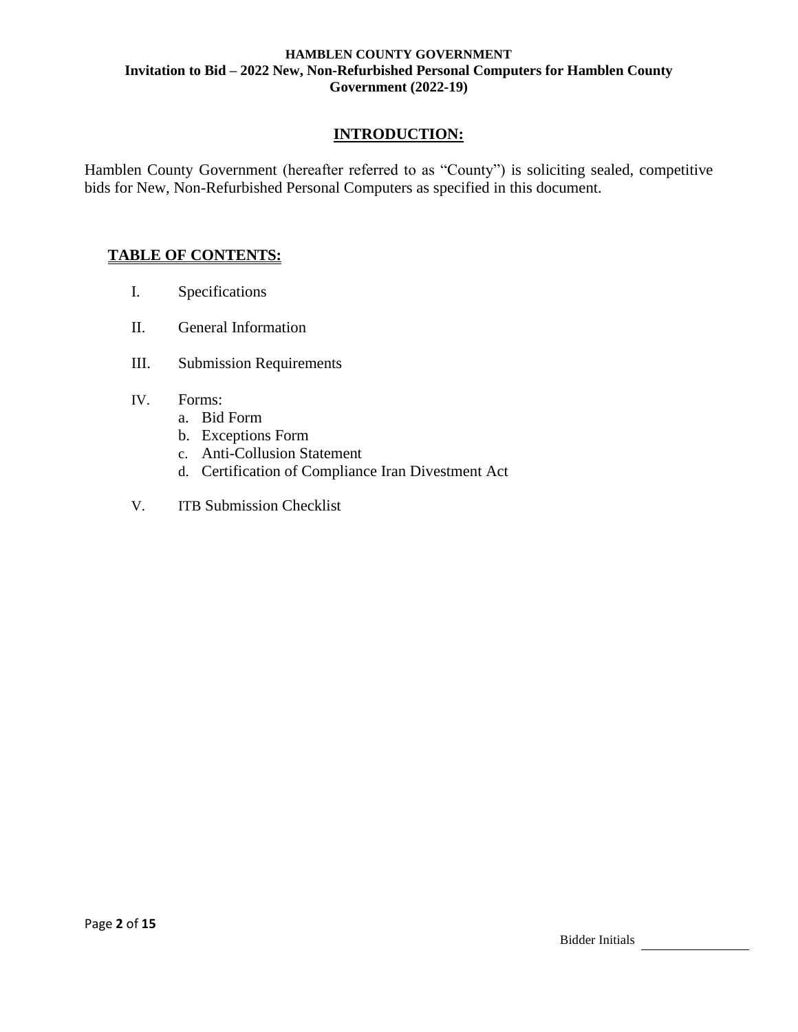## INTRODUCTION:

Hamblen County Government (hereafter referred to as "County") is soliciting sealed, competitive bids for New, Non-Refurbished Personal Computers as specified in this document.

## TABLE OF CONTENTS:

I. Specifications

II. General Information

III. Submission Requirements

IV. Forms:
   a. Bid Form
   b. Exceptions Form
   c. Anti-Collusion Statement
   d. Certification of Compliance Iran Divestment Act

V. ITB Submission Checklist

Bidder Initials ______________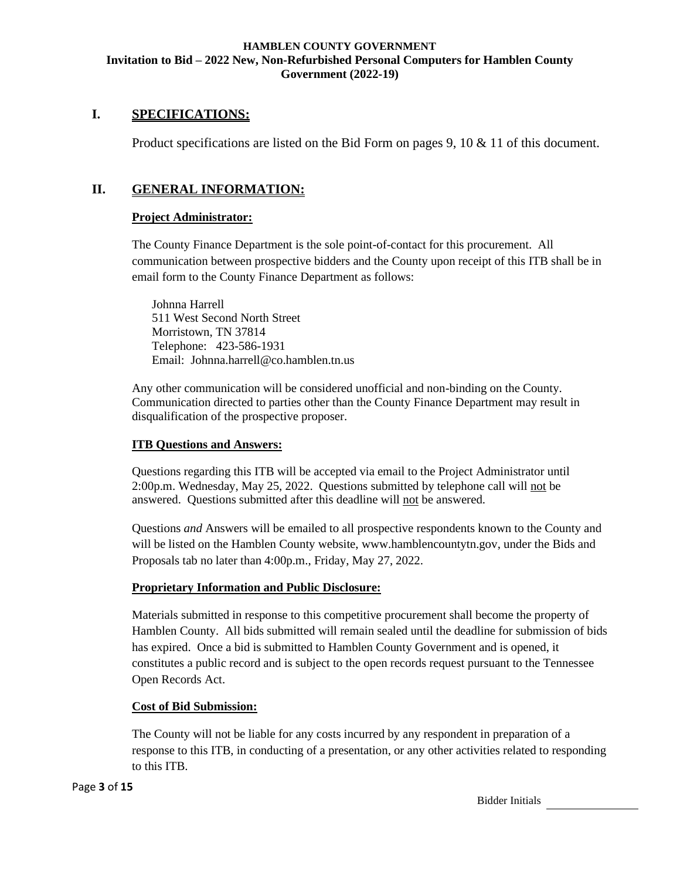**HAMBLEN COUNTY GOVERNMENT**
**Invitation to Bid – 2022 New, Non-Refurbished Personal Computers for Hamblen County Government (2022-19)**

## I. SPECIFICATIONS:

Product specifications are listed on the Bid Form on pages 9, 10 & 11 of this document.

## II. GENERAL INFORMATION:

### Project Administrator:

The County Finance Department is the sole point-of-contact for this procurement. All communication between prospective bidders and the County upon receipt of this ITB shall be in email form to the County Finance Department as follows:

Johnna Harrell
511 West Second North Street
Morristown, TN 37814
Telephone: 423-586-1931
Email: Johnna.harrell@co.hamblen.tn.us

Any other communication will be considered unofficial and non-binding on the County. Communication directed to parties other than the County Finance Department may result in disqualification of the prospective proposer.

### ITB Questions and Answers:

Questions regarding this ITB will be accepted via email to the Project Administrator until 2:00p.m. Wednesday, May 25, 2022. Questions submitted by telephone call will not be answered. Questions submitted after this deadline will not be answered.

Questions *and* Answers will be emailed to all prospective respondents known to the County and will be listed on the Hamblen County website, www.hamblencountytn.gov, under the Bids and Proposals tab no later than 4:00p.m., Friday, May 27, 2022.

### Proprietary Information and Public Disclosure:

Materials submitted in response to this competitive procurement shall become the property of Hamblen County. All bids submitted will remain sealed until the deadline for submission of bids has expired. Once a bid is submitted to Hamblen County Government and is opened, it constitutes a public record and is subject to the open records request pursuant to the Tennessee Open Records Act.

### Cost of Bid Submission:

The County will not be liable for any costs incurred by any respondent in preparation of a response to this ITB, in conducting of a presentation, or any other activities related to responding to this ITB.

Bidder Initials ____________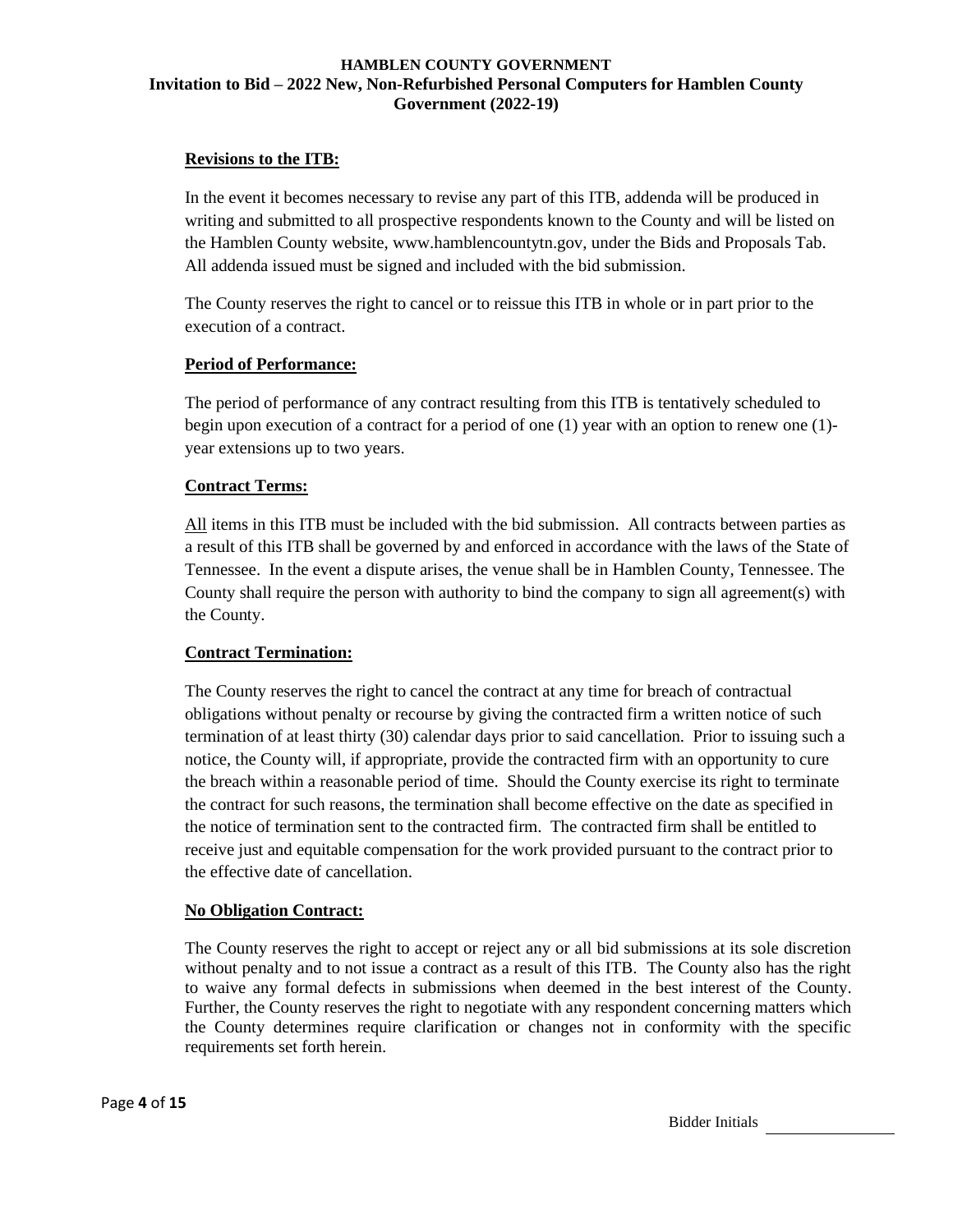**Revisions to the ITB:**

In the event it becomes necessary to revise any part of this ITB, addenda will be produced in writing and submitted to all prospective respondents known to the County and will be listed on the Hamblen County website, www.hamblencountytn.gov, under the Bids and Proposals Tab. All addenda issued must be signed and included with the bid submission.

The County reserves the right to cancel or to reissue this ITB in whole or in part prior to the execution of a contract.

**Period of Performance:**

The period of performance of any contract resulting from this ITB is tentatively scheduled to begin upon execution of a contract for a period of one (1) year with an option to renew one (1)-year extensions up to two years.

**Contract Terms:**

All items in this ITB must be included with the bid submission. All contracts between parties as a result of this ITB shall be governed by and enforced in accordance with the laws of the State of Tennessee. In the event a dispute arises, the venue shall be in Hamblen County, Tennessee. The County shall require the person with authority to bind the company to sign all agreement(s) with the County.

**Contract Termination:**

The County reserves the right to cancel the contract at any time for breach of contractual obligations without penalty or recourse by giving the contracted firm a written notice of such termination of at least thirty (30) calendar days prior to said cancellation. Prior to issuing such a notice, the County will, if appropriate, provide the contracted firm with an opportunity to cure the breach within a reasonable period of time. Should the County exercise its right to terminate the contract for such reasons, the termination shall become effective on the date as specified in the notice of termination sent to the contracted firm. The contracted firm shall be entitled to receive just and equitable compensation for the work provided pursuant to the contract prior to the effective date of cancellation.

**No Obligation Contract:**

The County reserves the right to accept or reject any or all bid submissions at its sole discretion without penalty and to not issue a contract as a result of this ITB. The County also has the right to waive any formal defects in submissions when deemed in the best interest of the County. Further, the County reserves the right to negotiate with any respondent concerning matters which the County determines require clarification or changes not in conformity with the specific requirements set forth herein.

Bidder Initials ____________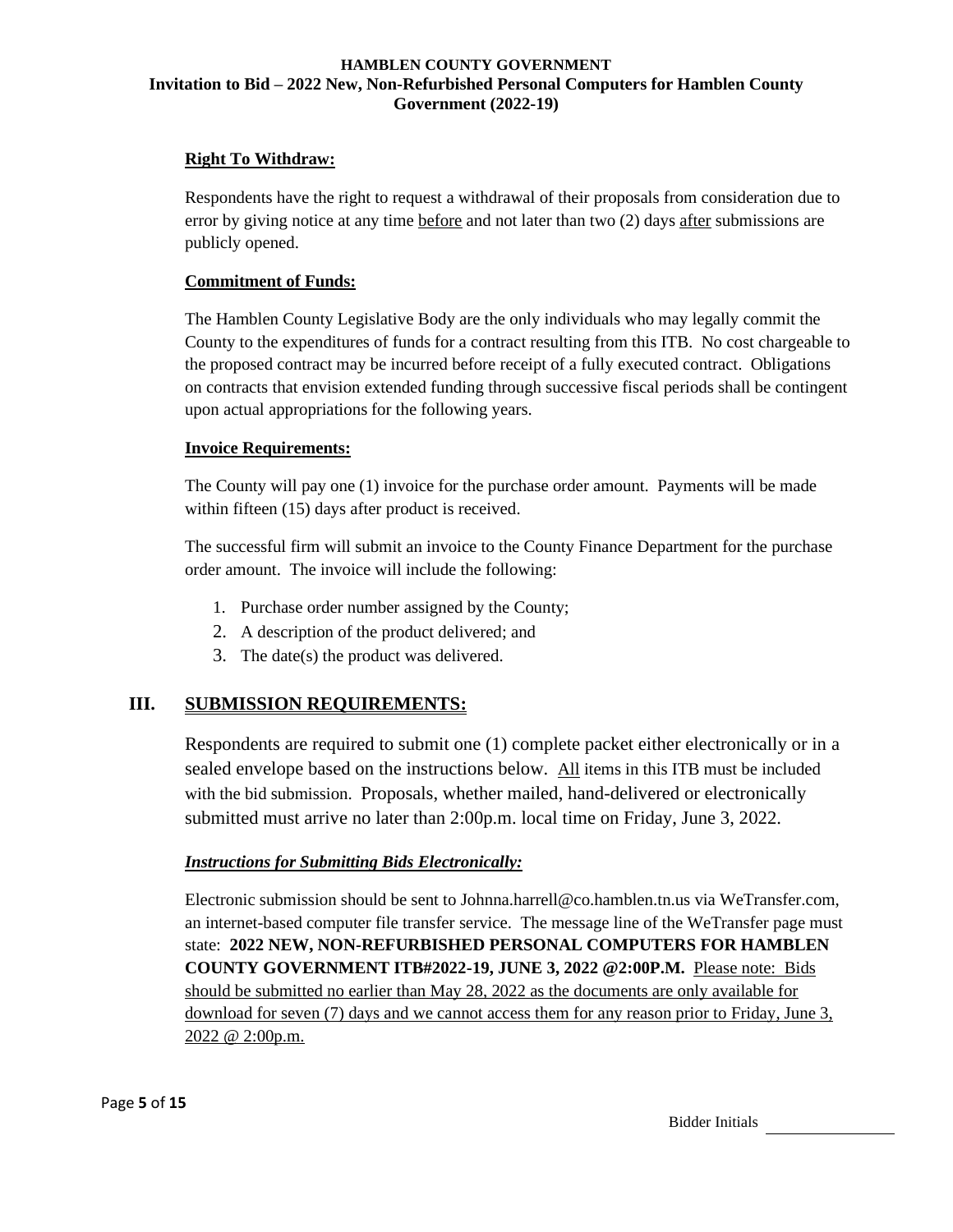**Right To Withdraw:**

Respondents have the right to request a withdrawal of their proposals from consideration due to error by giving notice at any time before and not later than two (2) days after submissions are publicly opened.

**Commitment of Funds:**

The Hamblen County Legislative Body are the only individuals who may legally commit the County to the expenditures of funds for a contract resulting from this ITB. No cost chargeable to the proposed contract may be incurred before receipt of a fully executed contract. Obligations on contracts that envision extended funding through successive fiscal periods shall be contingent upon actual appropriations for the following years.

**Invoice Requirements:**

The County will pay one (1) invoice for the purchase order amount. Payments will be made within fifteen (15) days after product is received.

The successful firm will submit an invoice to the County Finance Department for the purchase order amount. The invoice will include the following:

1. Purchase order number assigned by the County;
2. A description of the product delivered; and
3. The date(s) the product was delivered.

## III. SUBMISSION REQUIREMENTS:

Respondents are required to submit one (1) complete packet either electronically or in a sealed envelope based on the instructions below. All items in this ITB must be included with the bid submission. Proposals, whether mailed, hand-delivered or electronically submitted must arrive no later than 2:00p.m. local time on Friday, June 3, 2022.

***Instructions for Submitting Bids Electronically:***

Electronic submission should be sent to Johnna.harrell@co.hamblen.tn.us via WeTransfer.com, an internet-based computer file transfer service. The message line of the WeTransfer page must state: **2022 NEW, NON-REFURBISHED PERSONAL COMPUTERS FOR HAMBLEN COUNTY GOVERNMENT ITB#2022-19, JUNE 3, 2022 @2:00P.M.** Please note: Bids should be submitted no earlier than May 28, 2022 as the documents are only available for download for seven (7) days and we cannot access them for any reason prior to Friday, June 3, 2022 @ 2:00p.m.

Bidder Initials ____________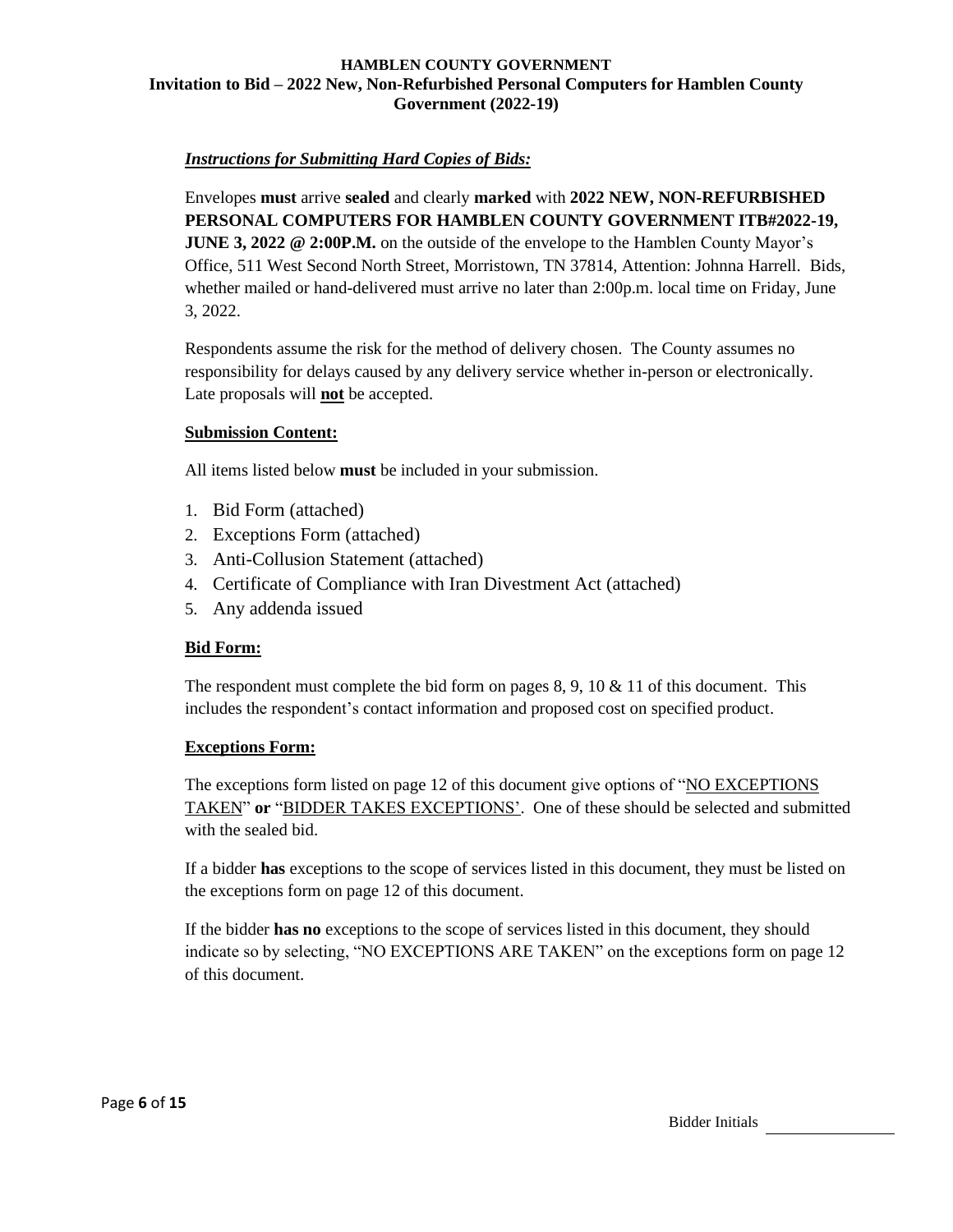# HAMBLEN COUNTY GOVERNMENT

## Invitation to Bid – 2022 New, Non-Refurbished Personal Computers for Hamblen County Government (2022-19)

***Instructions for Submitting Hard Copies of Bids:***

Envelopes **must** arrive **sealed** and clearly **marked** with **2022 NEW, NON-REFURBISHED PERSONAL COMPUTERS FOR HAMBLEN COUNTY GOVERNMENT ITB#2022-19, JUNE 3, 2022 @ 2:00P.M.** on the outside of the envelope to the Hamblen County Mayor's Office, 511 West Second North Street, Morristown, TN 37814, Attention: Johnna Harrell. Bids, whether mailed or hand-delivered must arrive no later than 2:00p.m. local time on Friday, June 3, 2022.

Respondents assume the risk for the method of delivery chosen. The County assumes no responsibility for delays caused by any delivery service whether in-person or electronically. Late proposals will **not** be accepted.

**Submission Content:**

All items listed below **must** be included in your submission.

1. Bid Form (attached)
2. Exceptions Form (attached)
3. Anti-Collusion Statement (attached)
4. Certificate of Compliance with Iran Divestment Act (attached)
5. Any addenda issued

**Bid Form:**

The respondent must complete the bid form on pages 8, 9, 10 & 11 of this document. This includes the respondent's contact information and proposed cost on specified product.

**Exceptions Form:**

The exceptions form listed on page 12 of this document give options of "NO EXCEPTIONS TAKEN" **or** "BIDDER TAKES EXCEPTIONS'. One of these should be selected and submitted with the sealed bid.

If a bidder **has** exceptions to the scope of services listed in this document, they must be listed on the exceptions form on page 12 of this document.

If the bidder **has no** exceptions to the scope of services listed in this document, they should indicate so by selecting, "NO EXCEPTIONS ARE TAKEN" on the exceptions form on page 12 of this document.

Bidder Initials \_\_\_\_\_\_\_\_\_\_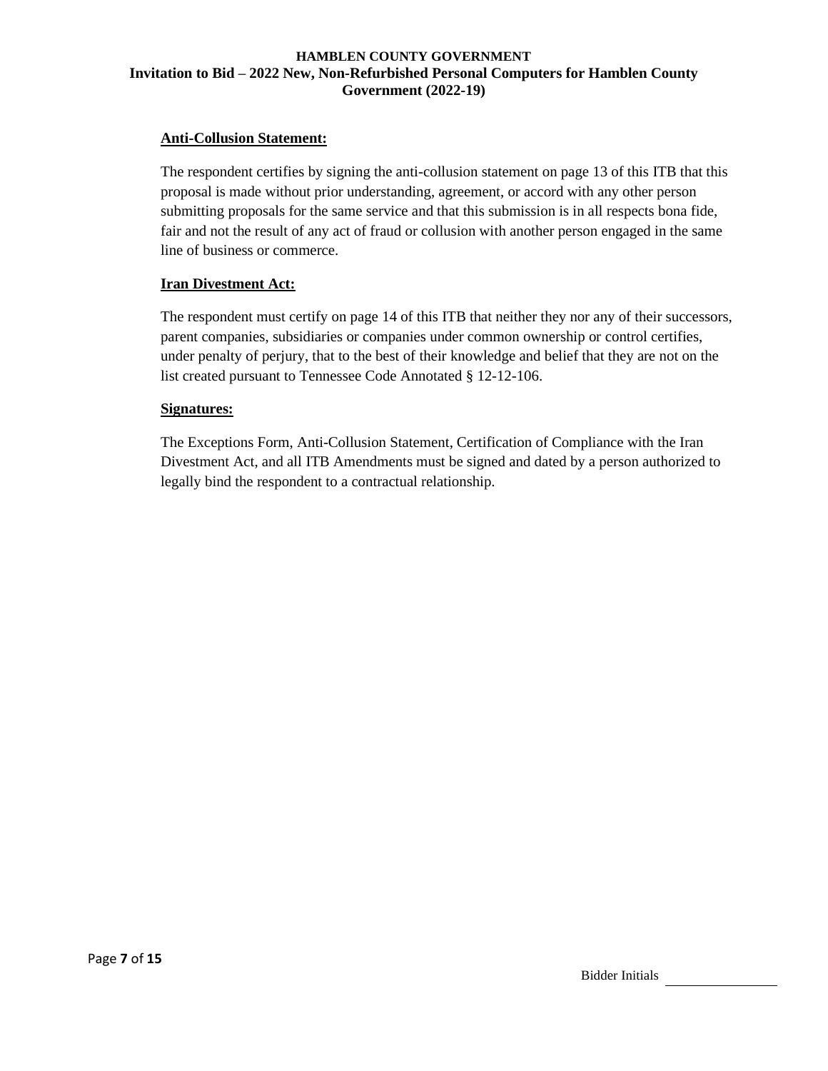**Anti-Collusion Statement:**

The respondent certifies by signing the anti-collusion statement on page 13 of this ITB that this proposal is made without prior understanding, agreement, or accord with any other person submitting proposals for the same service and that this submission is in all respects bona fide, fair and not the result of any act of fraud or collusion with another person engaged in the same line of business or commerce.

**Iran Divestment Act:**

The respondent must certify on page 14 of this ITB that neither they nor any of their successors, parent companies, subsidiaries or companies under common ownership or control certifies, under penalty of perjury, that to the best of their knowledge and belief that they are not on the list created pursuant to Tennessee Code Annotated § 12-12-106.

**Signatures:**

The Exceptions Form, Anti-Collusion Statement, Certification of Compliance with the Iran Divestment Act, and all ITB Amendments must be signed and dated by a person authorized to legally bind the respondent to a contractual relationship.

Bidder Initials \_\_\_\_\_\_\_\_\_\_\_\_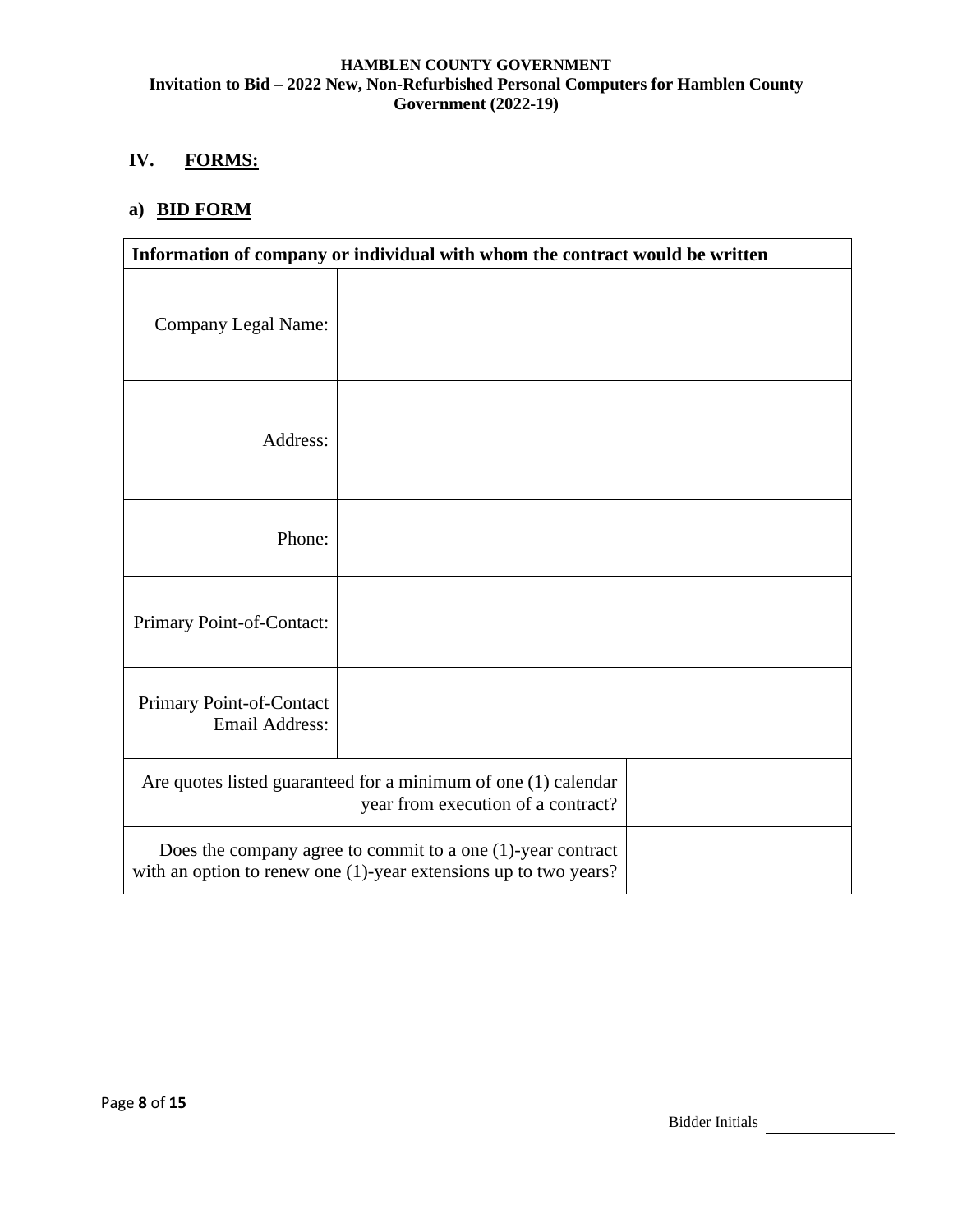## IV. FORMS:

### a) BID FORM

| Information of company or individual with whom the contract would be written | |
|---|---|
| Company Legal Name: | |
| Address: | |
| Phone: | |
| Primary Point-of-Contact: | |
| Primary Point-of-Contact Email Address: | |
| Are quotes listed guaranteed for a minimum of one (1) calendar year from execution of a contract? | |
| Does the company agree to commit to a one (1)-year contract with an option to renew one (1)-year extensions up to two years? | |

Bidder Initials ______________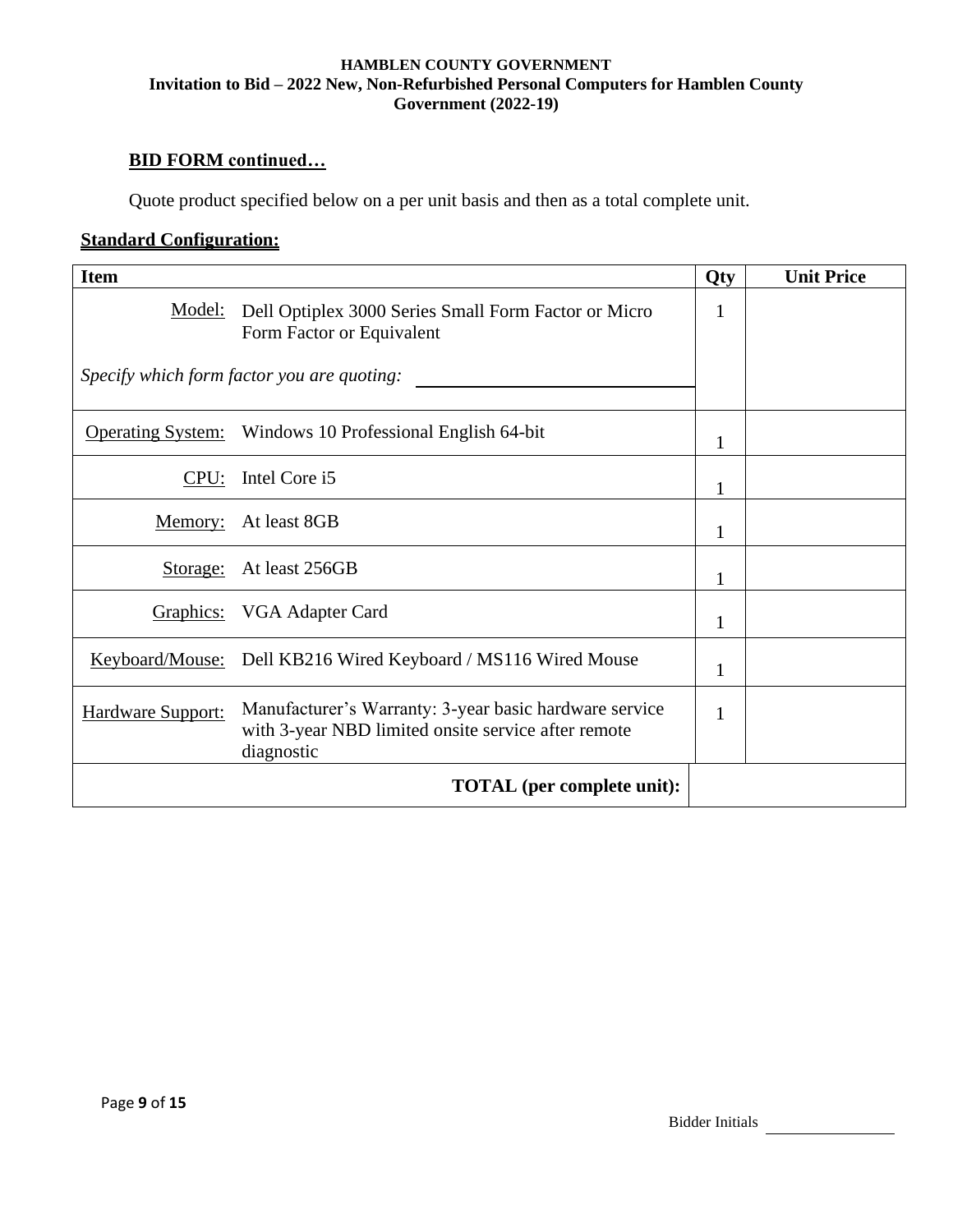**HAMBLEN COUNTY GOVERNMENT**
**Invitation to Bid – 2022 New, Non-Refurbished Personal Computers for Hamblen County Government (2022-19)**

**BID FORM continued…**

Quote product specified below on a per unit basis and then as a total complete unit.

**Standard Configuration:**

| Item | | Qty | Unit Price |
|---|---|---|---|
| Model: | Dell Optiplex 3000 Series Small Form Factor or Micro Form Factor or Equivalent<br><br>*Specify which form factor you are quoting:* ____________________ | 1 | |
| Operating System: | Windows 10 Professional English 64-bit | 1 | |
| CPU: | Intel Core i5 | 1 | |
| Memory: | At least 8GB | 1 | |
| Storage: | At least 256GB | 1 | |
| Graphics: | VGA Adapter Card | 1 | |
| Keyboard/Mouse: | Dell KB216 Wired Keyboard / MS116 Wired Mouse | 1 | |
| Hardware Support: | Manufacturer's Warranty: 3-year basic hardware service with 3-year NBD limited onsite service after remote diagnostic | 1 | |
| | **TOTAL (per complete unit):** | | |

Bidder Initials ____________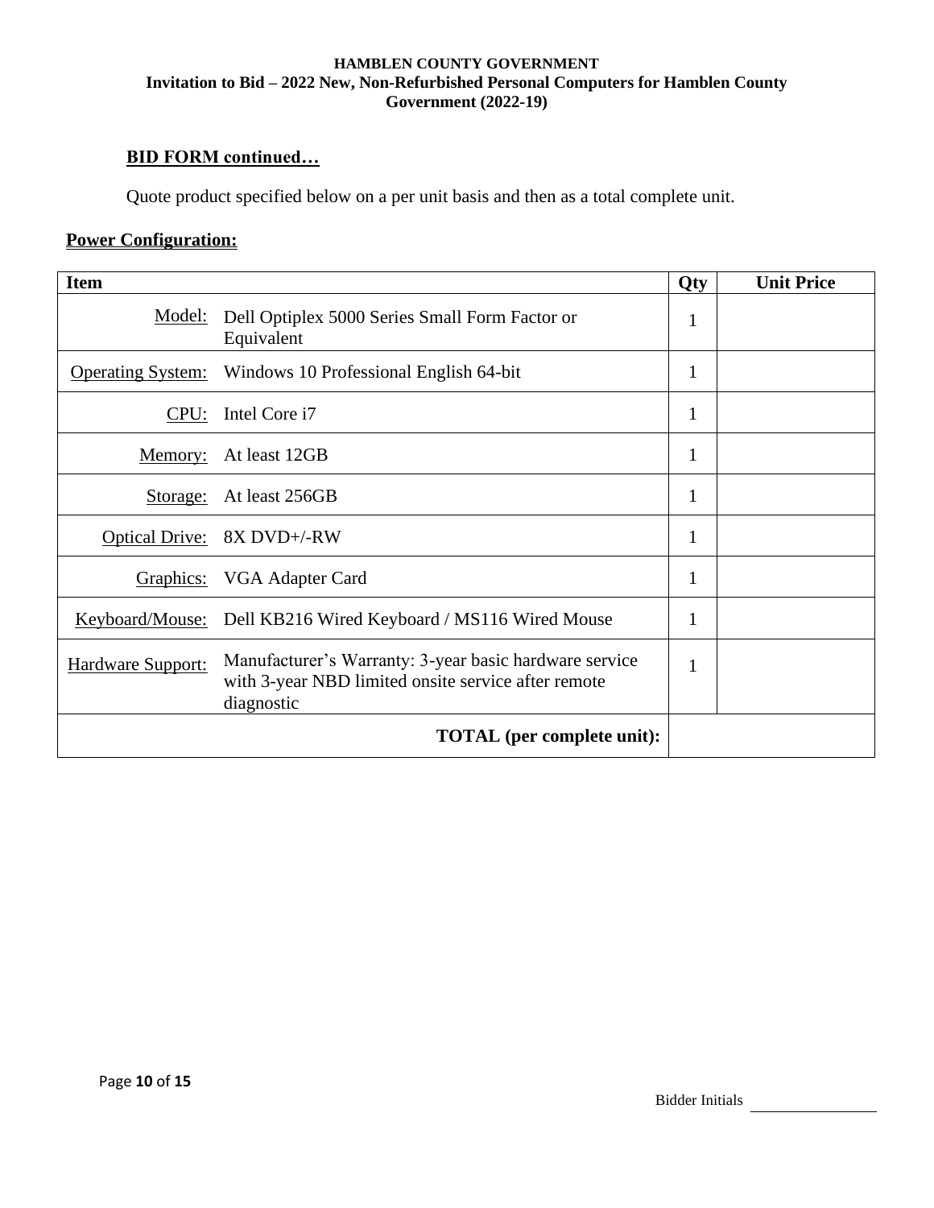**BID FORM continued…**

Quote product specified below on a per unit basis and then as a total complete unit.

**Power Configuration:**

| Item | | Qty | Unit Price |
|---|---|---|---|
| Model: | Dell Optiplex 5000 Series Small Form Factor or Equivalent | 1 | |
| Operating System: | Windows 10 Professional English 64-bit | 1 | |
| CPU: | Intel Core i7 | 1 | |
| Memory: | At least 12GB | 1 | |
| Storage: | At least 256GB | 1 | |
| Optical Drive: | 8X DVD+/-RW | 1 | |
| Graphics: | VGA Adapter Card | 1 | |
| Keyboard/Mouse: | Dell KB216 Wired Keyboard / MS116 Wired Mouse | 1 | |
| Hardware Support: | Manufacturer's Warranty: 3-year basic hardware service with 3-year NBD limited onsite service after remote diagnostic | 1 | |
| | **TOTAL (per complete unit):** | | |

Bidder Initials ________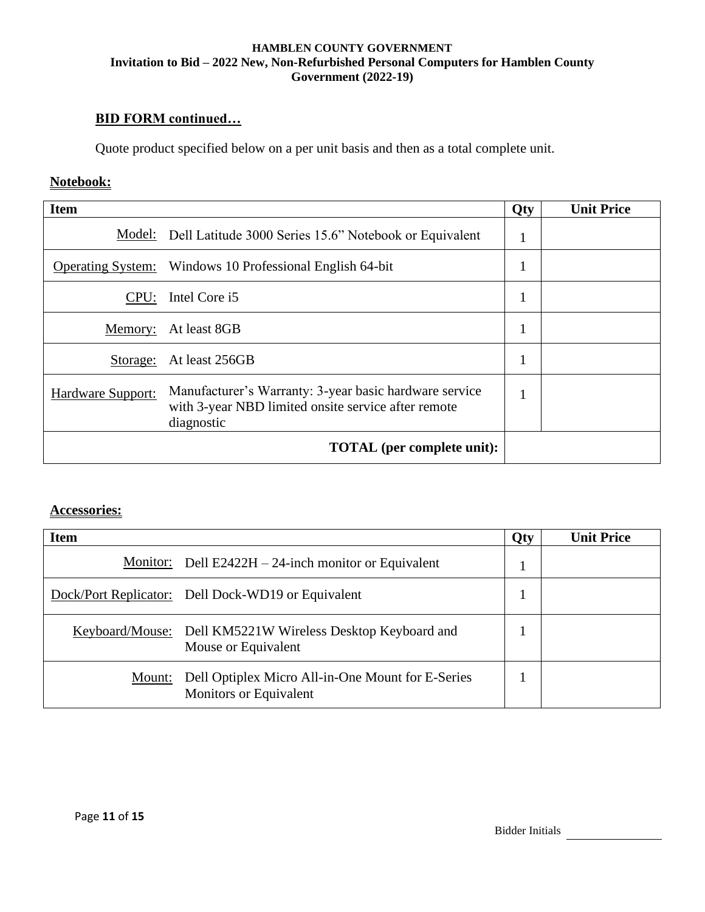**BID FORM continued…**

Quote product specified below on a per unit basis and then as a total complete unit.

**Notebook:**

| Item | | Qty | Unit Price |
|---|---|---|---|
| Model: | Dell Latitude 3000 Series 15.6" Notebook or Equivalent | 1 | |
| Operating System: | Windows 10 Professional English 64-bit | 1 | |
| CPU: | Intel Core i5 | 1 | |
| Memory: | At least 8GB | 1 | |
| Storage: | At least 256GB | 1 | |
| Hardware Support: | Manufacturer's Warranty: 3-year basic hardware service with 3-year NBD limited onsite service after remote diagnostic | 1 | |
| | **TOTAL (per complete unit):** | | |

**Accessories:**

| Item | | Qty | Unit Price |
|---|---|---|---|
| Monitor: | Dell E2422H – 24-inch monitor or Equivalent | 1 | |
| Dock/Port Replicator: | Dell Dock-WD19 or Equivalent | 1 | |
| Keyboard/Mouse: | Dell KM5221W Wireless Desktop Keyboard and Mouse or Equivalent | 1 | |
| Mount: | Dell Optiplex Micro All-in-One Mount for E-Series Monitors or Equivalent | 1 | |

Bidder Initials \_\_\_\_\_\_\_\_\_\_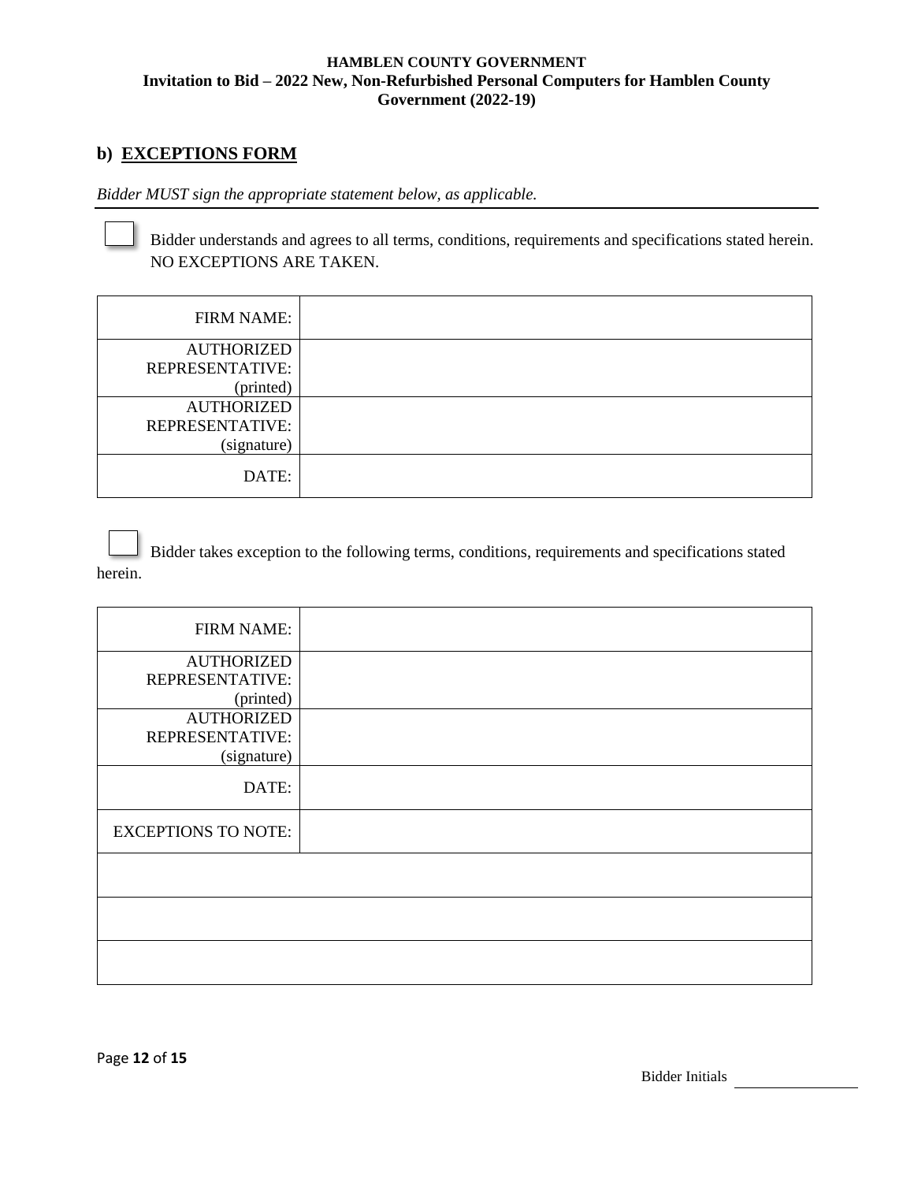**HAMBLEN COUNTY GOVERNMENT**
**Invitation to Bid – 2022 New, Non-Refurbished Personal Computers for Hamblen County Government (2022-19)**

## b) EXCEPTIONS FORM

*Bidder MUST sign the appropriate statement below, as applicable.*

☐ Bidder understands and agrees to all terms, conditions, requirements and specifications stated herein. NO EXCEPTIONS ARE TAKEN.

| | |
|---|---|
| FIRM NAME: | |
| AUTHORIZED REPRESENTATIVE: (printed) | |
| AUTHORIZED REPRESENTATIVE: (signature) | |
| DATE: | |

☐ Bidder takes exception to the following terms, conditions, requirements and specifications stated herein.

| | |
|---|---|
| FIRM NAME: | |
| AUTHORIZED REPRESENTATIVE: (printed) | |
| AUTHORIZED REPRESENTATIVE: (signature) | |
| DATE: | |
| EXCEPTIONS TO NOTE: | |
| | |
| | |
| | |

Bidder Initials \_\_\_\_\_\_\_\_\_\_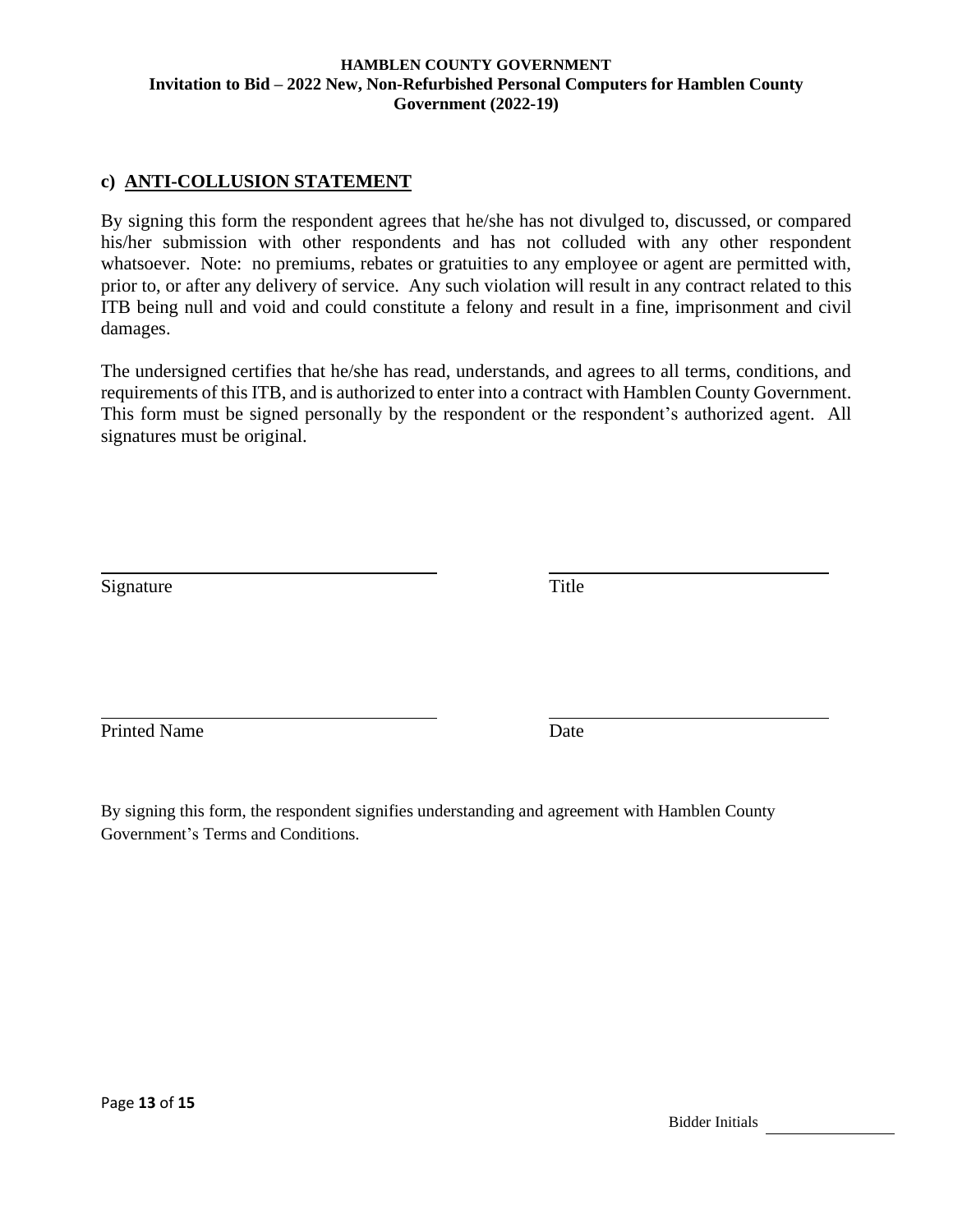## c) ANTI-COLLUSION STATEMENT

By signing this form the respondent agrees that he/she has not divulged to, discussed, or compared his/her submission with other respondents and has not colluded with any other respondent whatsoever. Note: no premiums, rebates or gratuities to any employee or agent are permitted with, prior to, or after any delivery of service. Any such violation will result in any contract related to this ITB being null and void and could constitute a felony and result in a fine, imprisonment and civil damages.

The undersigned certifies that he/she has read, understands, and agrees to all terms, conditions, and requirements of this ITB, and is authorized to enter into a contract with Hamblen County Government. This form must be signed personally by the respondent or the respondent's authorized agent. All signatures must be original.

| | |
|---|---|
| \_\_\_\_\_\_\_\_\_\_\_\_\_\_\_\_\_\_\_\_\_\_\_\_\_\_\_\_ | \_\_\_\_\_\_\_\_\_\_\_\_\_\_\_\_\_\_\_\_\_\_\_\_\_\_\_\_ |
| Signature | Title |
| \_\_\_\_\_\_\_\_\_\_\_\_\_\_\_\_\_\_\_\_\_\_\_\_\_\_\_\_ | \_\_\_\_\_\_\_\_\_\_\_\_\_\_\_\_\_\_\_\_\_\_\_\_\_\_\_\_ |
| Printed Name | Date |

By signing this form, the respondent signifies understanding and agreement with Hamblen County Government's Terms and Conditions.

Bidder Initials \_\_\_\_\_\_\_\_\_\_\_\_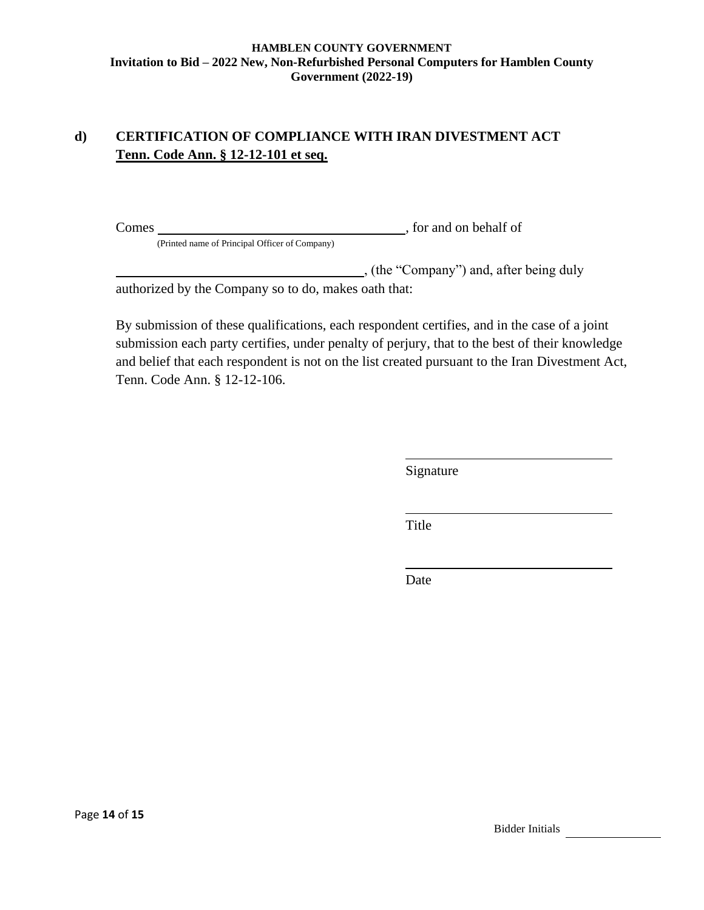## d) CERTIFICATION OF COMPLIANCE WITH IRAN DIVESTMENT ACT

**Tenn. Code Ann. § 12-12-101 et seq.**

Comes ______________________________, for and on behalf of
(Printed name of Principal Officer of Company)

______________________________, (the "Company") and, after being duly authorized by the Company so to do, makes oath that:

By submission of these qualifications, each respondent certifies, and in the case of a joint submission each party certifies, under penalty of perjury, that to the best of their knowledge and belief that each respondent is not on the list created pursuant to the Iran Divestment Act, Tenn. Code Ann. § 12-12-106.

______________________________
Signature

______________________________
Title

______________________________
Date

Bidder Initials ____________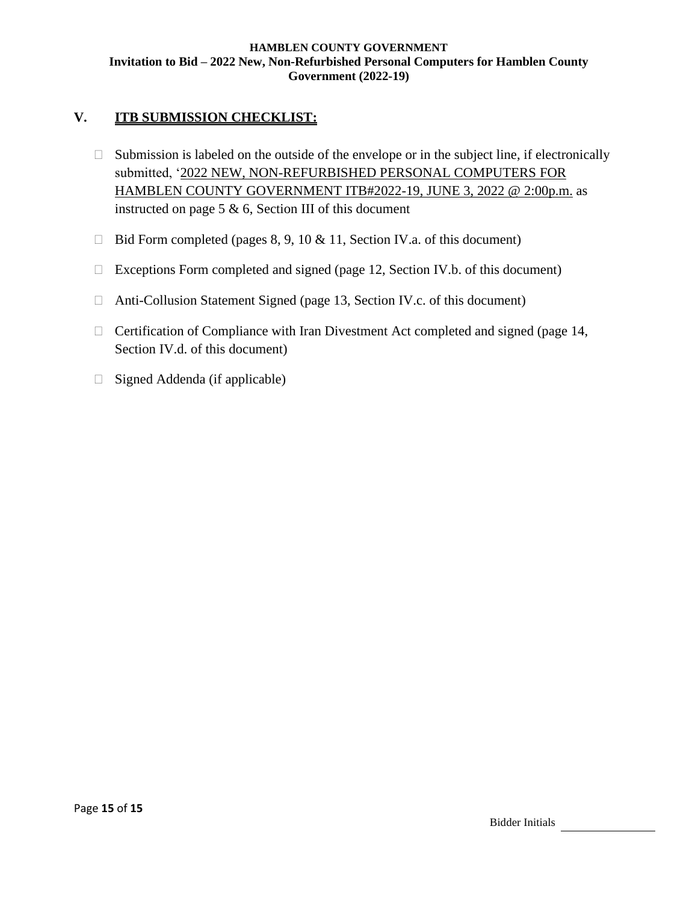## V. ITB SUBMISSION CHECKLIST:

- ☐ Submission is labeled on the outside of the envelope or in the subject line, if electronically submitted, '2022 NEW, NON-REFURBISHED PERSONAL COMPUTERS FOR HAMBLEN COUNTY GOVERNMENT ITB#2022-19, JUNE 3, 2022 @ 2:00p.m. as instructed on page 5 & 6, Section III of this document
- ☐ Bid Form completed (pages 8, 9, 10 & 11, Section IV.a. of this document)
- ☐ Exceptions Form completed and signed (page 12, Section IV.b. of this document)
- ☐ Anti-Collusion Statement Signed (page 13, Section IV.c. of this document)
- ☐ Certification of Compliance with Iran Divestment Act completed and signed (page 14, Section IV.d. of this document)
- ☐ Signed Addenda (if applicable)

Bidder Initials ______________